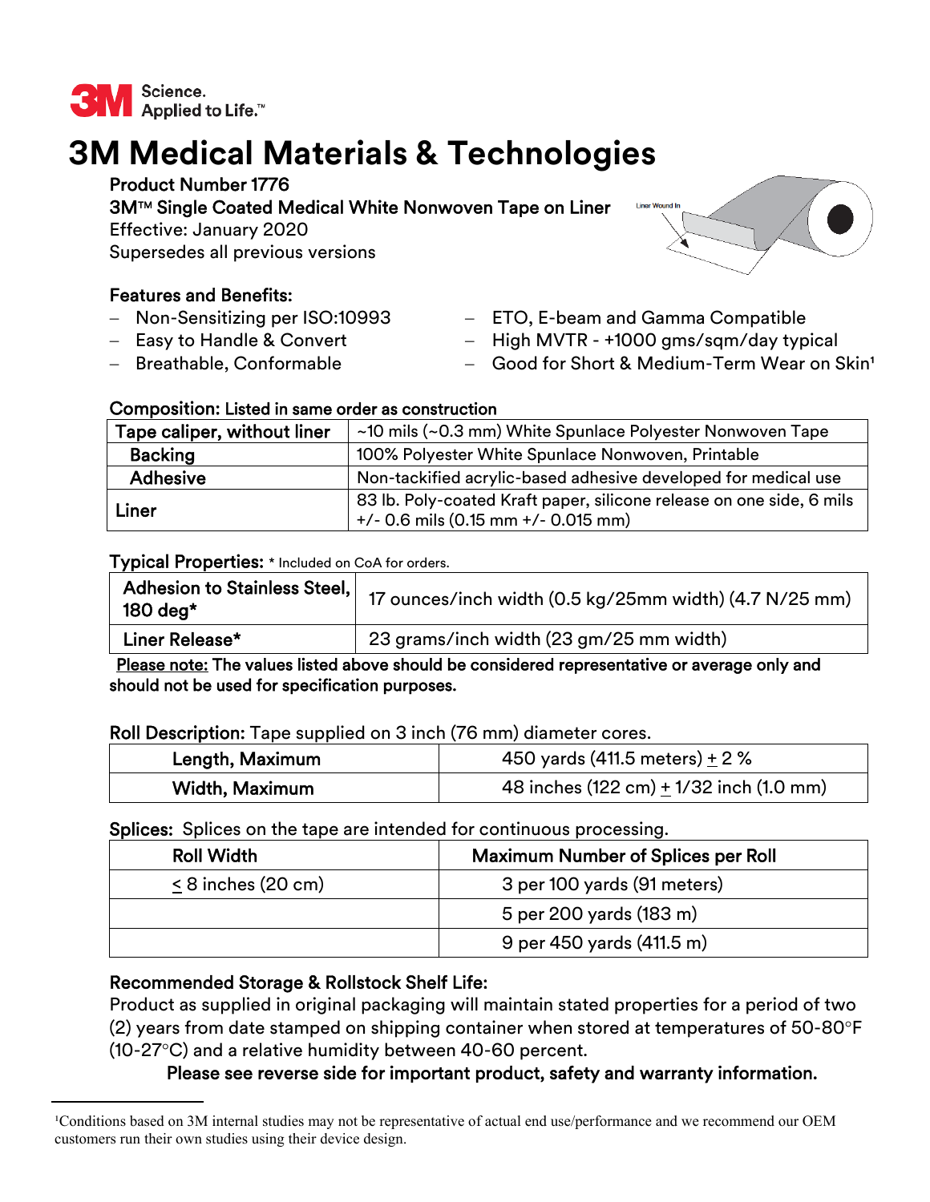3M Science. Applied to Life.™

# 3M Medical Materials & Technologies

**Product Number 1776**
**3M™ Single Coated Medical White Nonwoven Tape on Liner**
Effective: January 2020
Supersedes all previous versions

Liner Wound In

### Features and Benefits:

- Non-Sensitizing per ISO:10993
- Easy to Handle & Convert
- Breathable, Conformable
- ETO, E-beam and Gamma Compatible
- High MVTR - +1000 gms/sqm/day typical
- Good for Short & Medium-Term Wear on Skin[1]

**Composition:** Listed in same order as construction

| Tape caliper, without liner | ~10 mils (~0.3 mm) White Spunlace Polyester Nonwoven Tape |
|---|---|
| Backing | 100% Polyester White Spunlace Nonwoven, Printable |
| Adhesive | Non-tackified acrylic-based adhesive developed for medical use |
| Liner | 83 lb. Poly-coated Kraft paper, silicone release on one side, 6 mils +/- 0.6 mils (0.15 mm +/- 0.015 mm) |

**Typical Properties:** * Included on CoA for orders.

| Adhesion to Stainless Steel, 180 deg* | 17 ounces/inch width (0.5 kg/25mm width) (4.7 N/25 mm) |
|---|---|
| Liner Release* | 23 grams/inch width (23 gm/25 mm width) |

**Please note: The values listed above should be considered representative or average only and should not be used for specification purposes.**

**Roll Description:** Tape supplied on 3 inch (76 mm) diameter cores.

| Length, Maximum | 450 yards (411.5 meters) ± 2 % |
|---|---|
| Width, Maximum | 48 inches (122 cm) ± 1/32 inch (1.0 mm) |

**Splices:** Splices on the tape are intended for continuous processing.

| Roll Width | Maximum Number of Splices per Roll |
|---|---|
| ≤ 8 inches (20 cm) | 3 per 100 yards (91 meters) |
| | 5 per 200 yards (183 m) |
| | 9 per 450 yards (411.5 m) |

### Recommended Storage & Rollstock Shelf Life:

Product as supplied in original packaging will maintain stated properties for a period of two (2) years from date stamped on shipping container when stored at temperatures of 50-80°F (10-27°C) and a relative humidity between 40-60 percent.

**Please see reverse side for important product, safety and warranty information.**

[1]Conditions based on 3M internal studies may not be representative of actual end use/performance and we recommend our OEM customers run their own studies using their device design.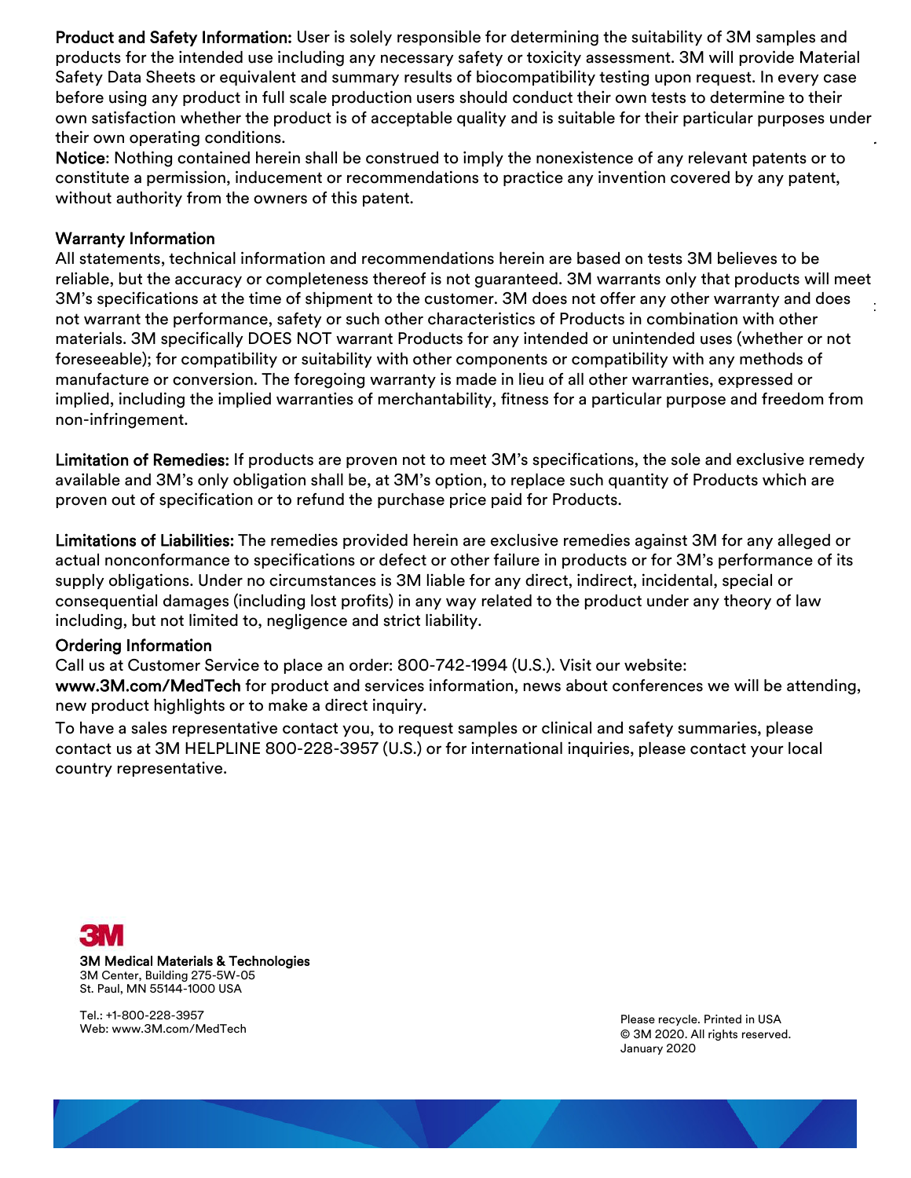**Product and Safety Information:** User is solely responsible for determining the suitability of 3M samples and products for the intended use including any necessary safety or toxicity assessment. 3M will provide Material Safety Data Sheets or equivalent and summary results of biocompatibility testing upon request. In every case before using any product in full scale production users should conduct their own tests to determine to their own satisfaction whether the product is of acceptable quality and is suitable for their particular purposes under their own operating conditions.

**Notice**: Nothing contained herein shall be construed to imply the nonexistence of any relevant patents or to constitute a permission, inducement or recommendations to practice any invention covered by any patent, without authority from the owners of this patent.

## Warranty Information

All statements, technical information and recommendations herein are based on tests 3M believes to be reliable, but the accuracy or completeness thereof is not guaranteed. 3M warrants only that products will meet 3M's specifications at the time of shipment to the customer. 3M does not offer any other warranty and does not warrant the performance, safety or such other characteristics of Products in combination with other materials. 3M specifically DOES NOT warrant Products for any intended or unintended uses (whether or not foreseeable); for compatibility or suitability with other components or compatibility with any methods of manufacture or conversion. The foregoing warranty is made in lieu of all other warranties, expressed or implied, including the implied warranties of merchantability, fitness for a particular purpose and freedom from non-infringement.

**Limitation of Remedies:** If products are proven not to meet 3M's specifications, the sole and exclusive remedy available and 3M's only obligation shall be, at 3M's option, to replace such quantity of Products which are proven out of specification or to refund the purchase price paid for Products.

**Limitations of Liabilities:** The remedies provided herein are exclusive remedies against 3M for any alleged or actual nonconformance to specifications or defect or other failure in products or for 3M's performance of its supply obligations. Under no circumstances is 3M liable for any direct, indirect, incidental, special or consequential damages (including lost profits) in any way related to the product under any theory of law including, but not limited to, negligence and strict liability.

## Ordering Information

Call us at Customer Service to place an order: 800-742-1994 (U.S.). Visit our website:

**www.3M.com/MedTech** for product and services information, news about conferences we will be attending, new product highlights or to make a direct inquiry.

To have a sales representative contact you, to request samples or clinical and safety summaries, please contact us at 3M HELPLINE 800-228-3957 (U.S.) or for international inquiries, please contact your local country representative.

3M

**3M Medical Materials & Technologies**
3M Center, Building 275-5W-05
St. Paul, MN 55144-1000 USA

Tel.: +1-800-228-3957
Web: www.3M.com/MedTech

Please recycle. Printed in USA
© 3M 2020. All rights reserved.
January 2020